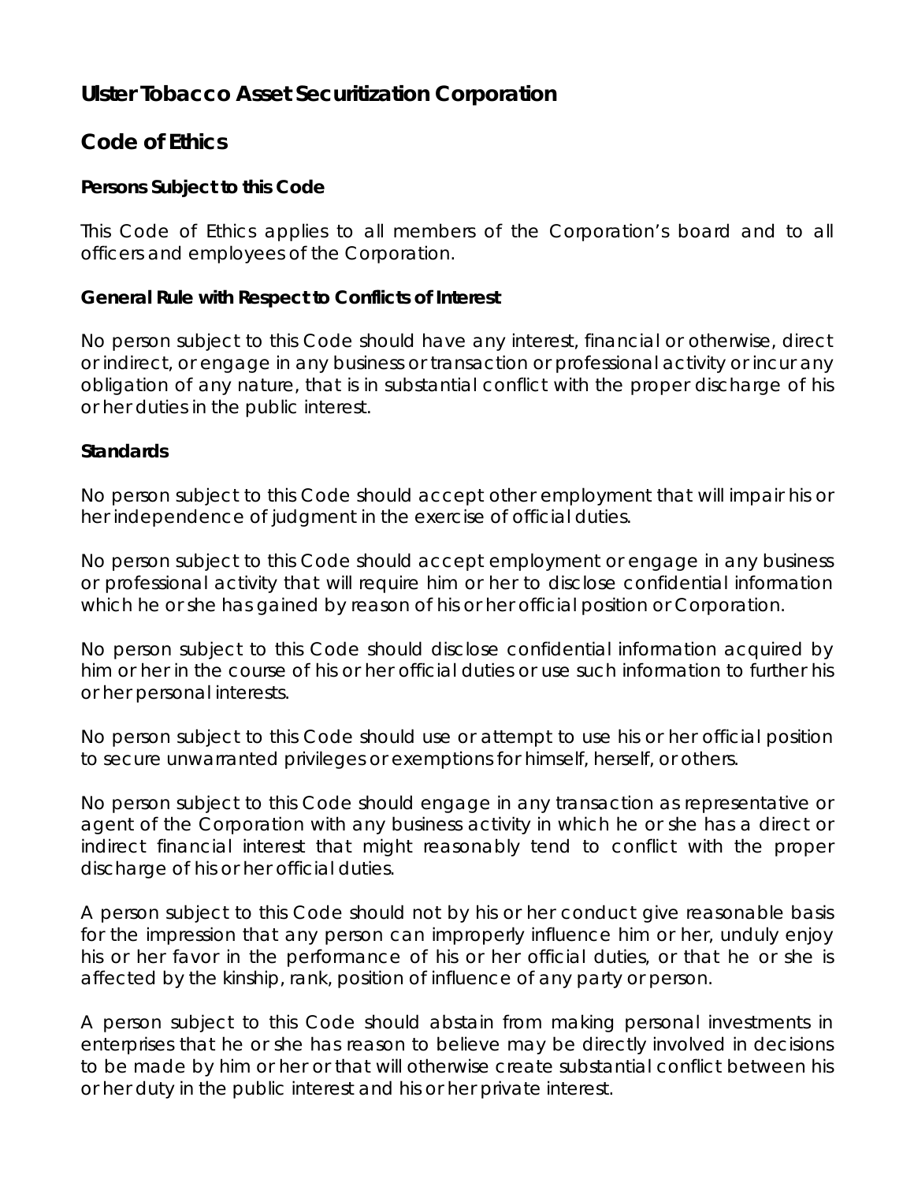# Ulster Tobacco Asset Securitization Corporation

## Code of Ethics

### Persons Subject to this Code

This Code of Ethics applies to all members of the Corporation's board and to all officers and employees of the Corporation.

### General Rule with Respect to Conflicts of Interest

No person subject to this Code should have any interest, financial or otherwise, direct or indirect, or engage in any business or transaction or professional activity or incur any obligation of any nature, that is in substantial conflict with the proper discharge of his or her duties in the public interest.

### Standards

No person subject to this Code should accept other employment that will impair his or her independence of judgment in the exercise of official duties.

No person subject to this Code should accept employment or engage in any business or professional activity that will require him or her to disclose confidential information which he or she has gained by reason of his or her official position or Corporation.

No person subject to this Code should disclose confidential information acquired by him or her in the course of his or her official duties or use such information to further his or her personal interests.

No person subject to this Code should use or attempt to use his or her official position to secure unwarranted privileges or exemptions for himself, herself, or others.

No person subject to this Code should engage in any transaction as representative or agent of the Corporation with any business activity in which he or she has a direct or indirect financial interest that might reasonably tend to conflict with the proper discharge of his or her official duties.

A person subject to this Code should not by his or her conduct give reasonable basis for the impression that any person can improperly influence him or her, unduly enjoy his or her favor in the performance of his or her official duties, or that he or she is affected by the kinship, rank, position of influence of any party or person.

A person subject to this Code should abstain from making personal investments in enterprises that he or she has reason to believe may be directly involved in decisions to be made by him or her or that will otherwise create substantial conflict between his or her duty in the public interest and his or her private interest.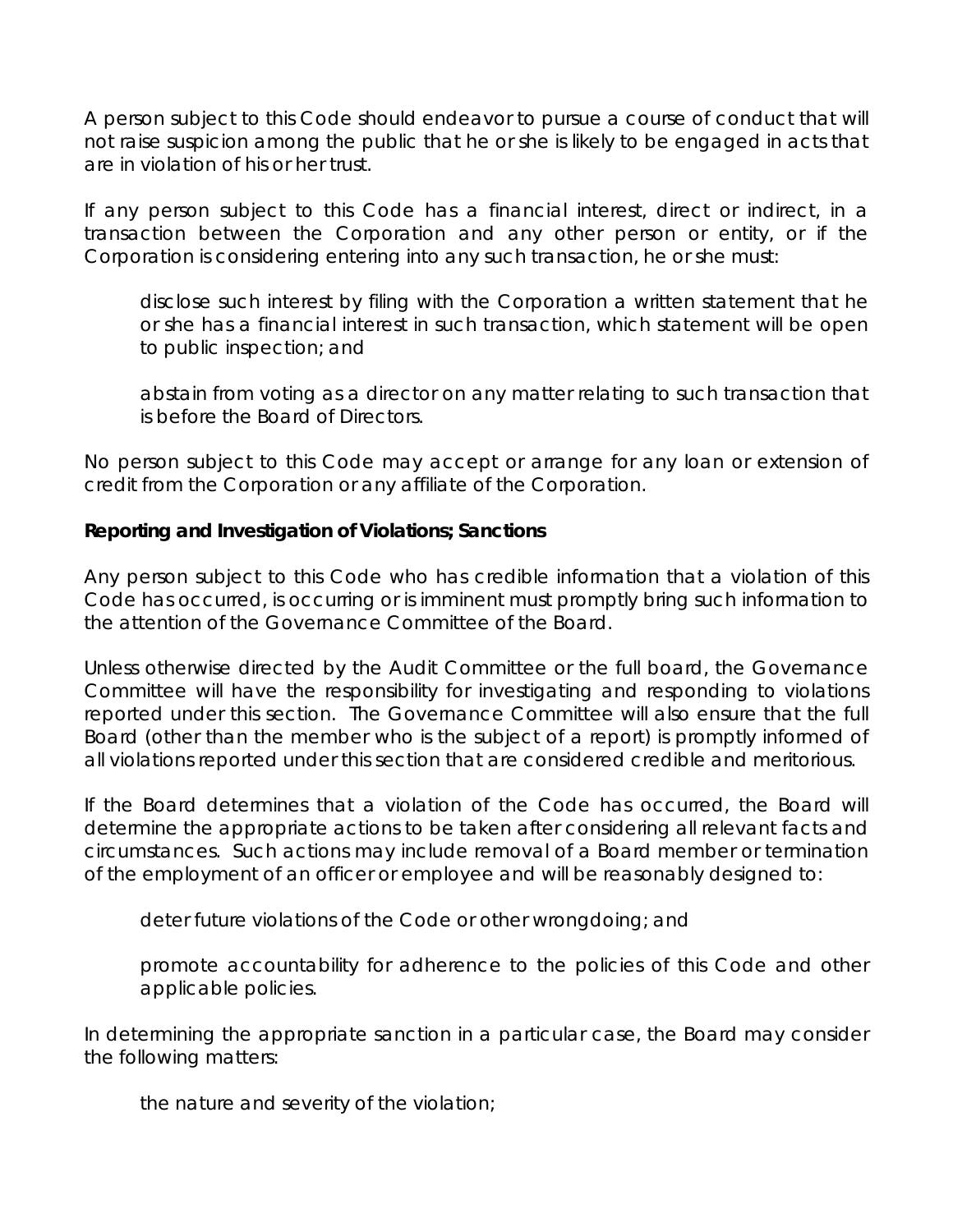A person subject to this Code should endeavor to pursue a course of conduct that will not raise suspicion among the public that he or she is likely to be engaged in acts that are in violation of his or her trust.

If any person subject to this Code has a financial interest, direct or indirect, in a transaction between the Corporation and any other person or entity, or if the Corporation is considering entering into any such transaction, he or she must:

> disclose such interest by filing with the Corporation a written statement that he or she has a financial interest in such transaction, which statement will be open to public inspection; and
>
> abstain from voting as a director on any matter relating to such transaction that is before the Board of Directors.

No person subject to this Code may accept or arrange for any loan or extension of credit from the Corporation or any affiliate of the Corporation.

**Reporting and Investigation of Violations; Sanctions**

Any person subject to this Code who has credible information that a violation of this Code has occurred, is occurring or is imminent must promptly bring such information to the attention of the Governance Committee of the Board.

Unless otherwise directed by the Audit Committee or the full board, the Governance Committee will have the responsibility for investigating and responding to violations reported under this section. The Governance Committee will also ensure that the full Board (other than the member who is the subject of a report) is promptly informed of all violations reported under this section that are considered credible and meritorious.

If the Board determines that a violation of the Code has occurred, the Board will determine the appropriate actions to be taken after considering all relevant facts and circumstances. Such actions may include removal of a Board member or termination of the employment of an officer or employee and will be reasonably designed to:

> deter future violations of the Code or other wrongdoing; and
>
> promote accountability for adherence to the policies of this Code and other applicable policies.

In determining the appropriate sanction in a particular case, the Board may consider the following matters:

> the nature and severity of the violation;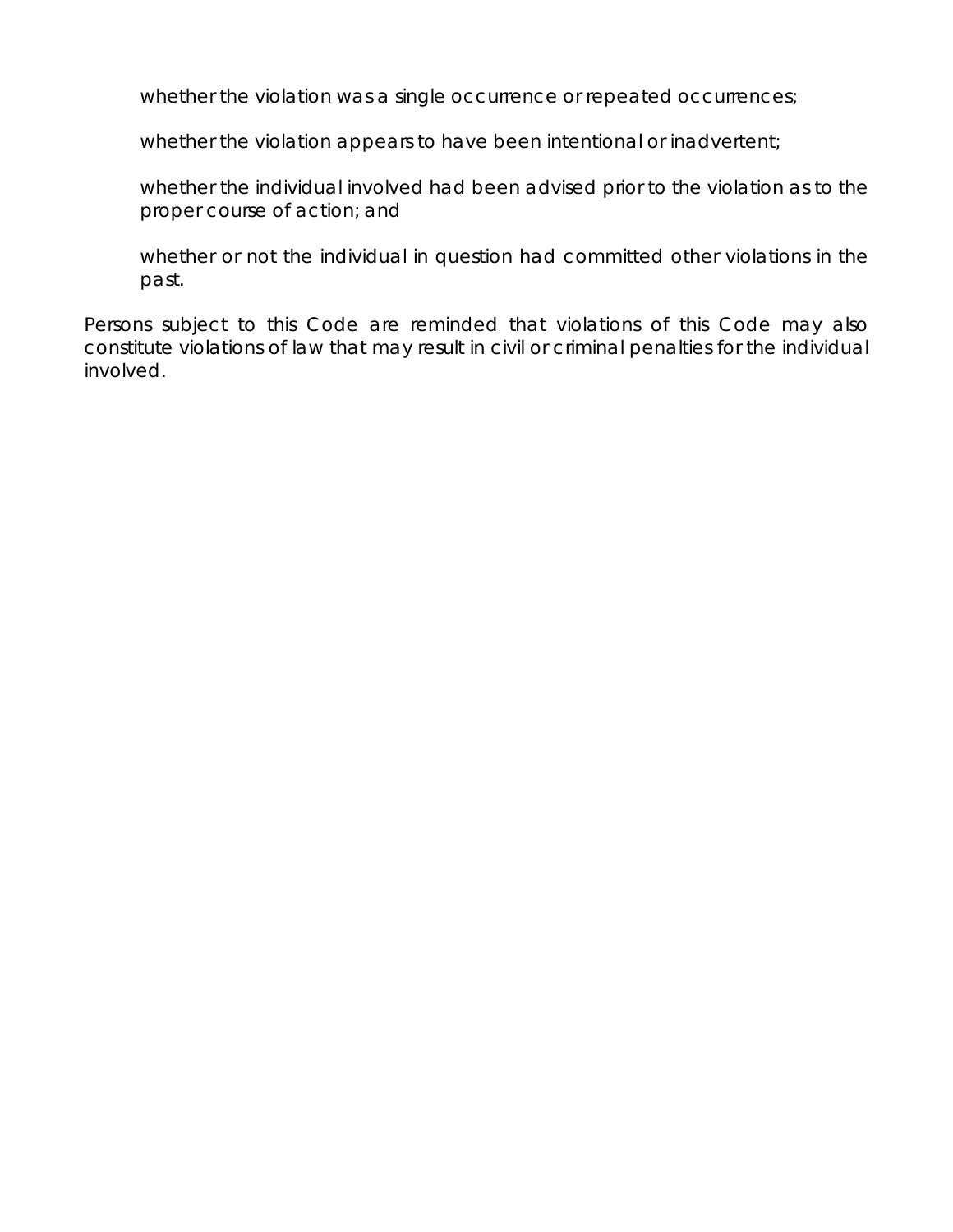whether the violation was a single occurrence or repeated occurrences;

whether the violation appears to have been intentional or inadvertent;

whether the individual involved had been advised prior to the violation as to the proper course of action; and

whether or not the individual in question had committed other violations in the past.

Persons subject to this Code are reminded that violations of this Code may also constitute violations of law that may result in civil or criminal penalties for the individual involved.